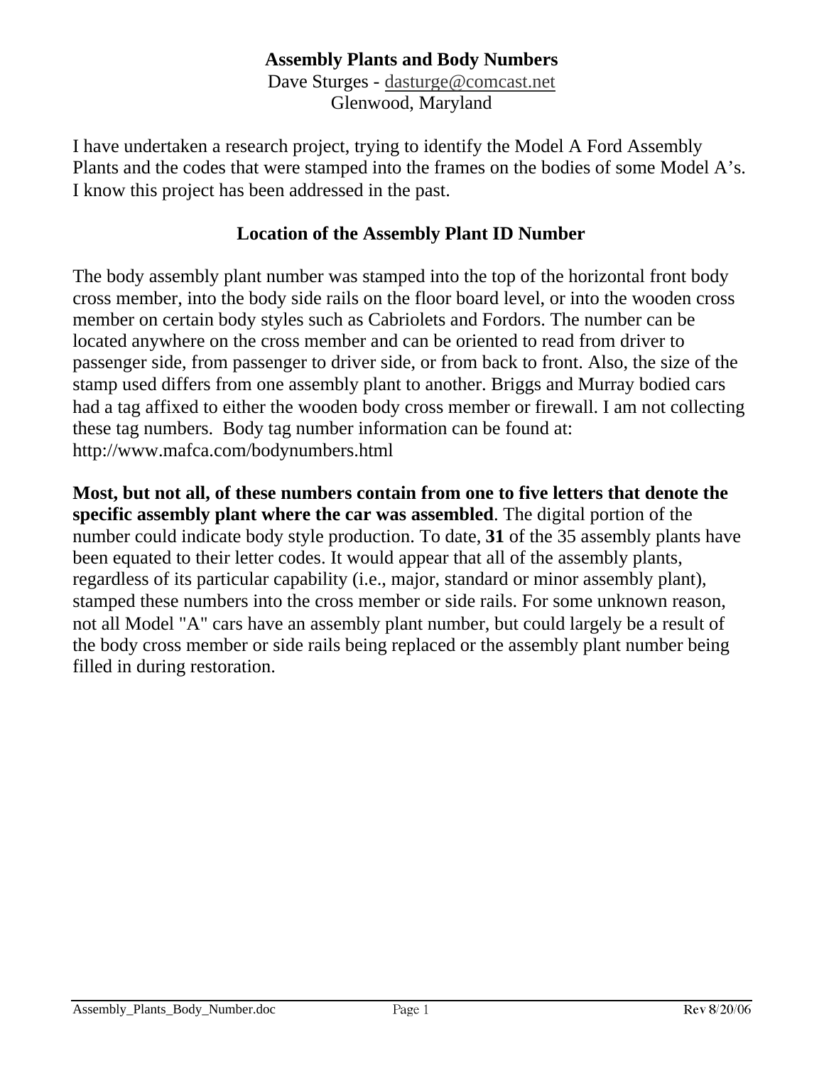# Assembly Plants and Body Numbers

Dave Sturges - dasturge@comcast.net
Glenwood, Maryland

I have undertaken a research project, trying to identify the Model A Ford Assembly Plants and the codes that were stamped into the frames on the bodies of some Model A's. I know this project has been addressed in the past.

## Location of the Assembly Plant ID Number

The body assembly plant number was stamped into the top of the horizontal front body cross member, into the body side rails on the floor board level, or into the wooden cross member on certain body styles such as Cabriolets and Fordors. The number can be located anywhere on the cross member and can be oriented to read from driver to passenger side, from passenger to driver side, or from back to front. Also, the size of the stamp used differs from one assembly plant to another. Briggs and Murray bodied cars had a tag affixed to either the wooden body cross member or firewall. I am not collecting these tag numbers. Body tag number information can be found at: http://www.mafca.com/bodynumbers.html

**Most, but not all, of these numbers contain from one to five letters that denote the specific assembly plant where the car was assembled**. The digital portion of the number could indicate body style production. To date, **31** of the 35 assembly plants have been equated to their letter codes. It would appear that all of the assembly plants, regardless of its particular capability (i.e., major, standard or minor assembly plant), stamped these numbers into the cross member or side rails. For some unknown reason, not all Model "A" cars have an assembly plant number, but could largely be a result of the body cross member or side rails being replaced or the assembly plant number being filled in during restoration.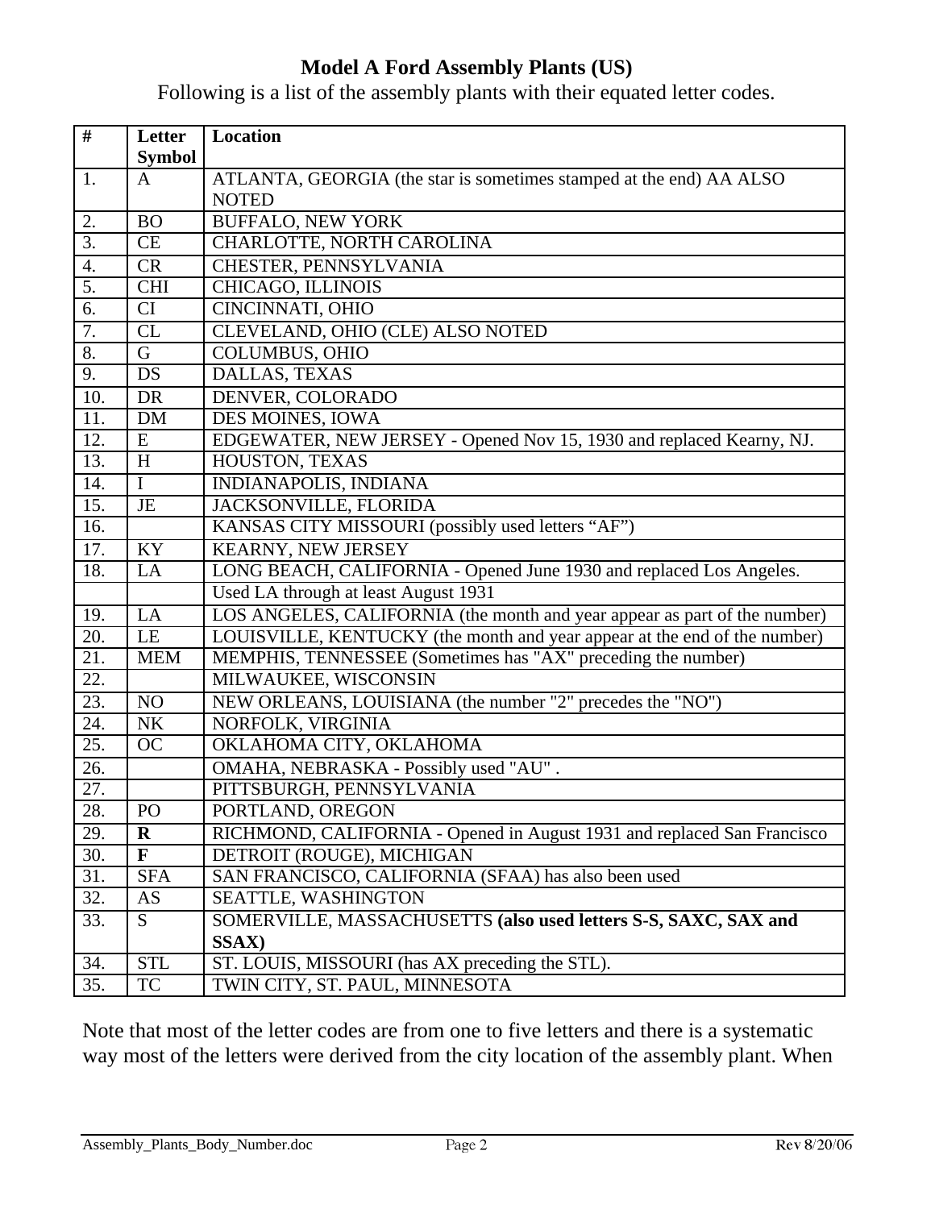**Model A Ford Assembly Plants (US)**

Following is a list of the assembly plants with their equated letter codes.

| # | Letter Symbol | Location |
|---|---|---|
| 1. | A | ATLANTA, GEORGIA (the star is sometimes stamped at the end) AA ALSO NOTED |
| 2. | BO | BUFFALO, NEW YORK |
| 3. | CE | CHARLOTTE, NORTH CAROLINA |
| 4. | CR | CHESTER, PENNSYLVANIA |
| 5. | CHI | CHICAGO, ILLINOIS |
| 6. | CI | CINCINNATI, OHIO |
| 7. | CL | CLEVELAND, OHIO (CLE) ALSO NOTED |
| 8. | G | COLUMBUS, OHIO |
| 9. | DS | DALLAS, TEXAS |
| 10. | DR | DENVER, COLORADO |
| 11. | DM | DES MOINES, IOWA |
| 12. | E | EDGEWATER, NEW JERSEY - Opened Nov 15, 1930 and replaced Kearny, NJ. |
| 13. | H | HOUSTON, TEXAS |
| 14. | I | INDIANAPOLIS, INDIANA |
| 15. | JE | JACKSONVILLE, FLORIDA |
| 16. | | KANSAS CITY MISSOURI (possibly used letters “AF”) |
| 17. | KY | KEARNY, NEW JERSEY |
| 18. | LA | LONG BEACH, CALIFORNIA - Opened June 1930 and replaced Los Angeles. |
| | | Used LA through at least August 1931 |
| 19. | LA | LOS ANGELES, CALIFORNIA (the month and year appear as part of the number) |
| 20. | LE | LOUISVILLE, KENTUCKY (the month and year appear at the end of the number) |
| 21. | MEM | MEMPHIS, TENNESSEE (Sometimes has "AX" preceding the number) |
| 22. | | MILWAUKEE, WISCONSIN |
| 23. | NO | NEW ORLEANS, LOUISIANA (the number "2" precedes the "NO") |
| 24. | NK | NORFOLK, VIRGINIA |
| 25. | OC | OKLAHOMA CITY, OKLAHOMA |
| 26. | | OMAHA, NEBRASKA - Possibly used "AU" . |
| 27. | | PITTSBURGH, PENNSYLVANIA |
| 28. | PO | PORTLAND, OREGON |
| 29. | **R** | RICHMOND, CALIFORNIA - Opened in August 1931 and replaced San Francisco |
| 30. | **F** | DETROIT (ROUGE), MICHIGAN |
| 31. | SFA | SAN FRANCISCO, CALIFORNIA (SFAA) has also been used |
| 32. | AS | SEATTLE, WASHINGTON |
| 33. | S | SOMERVILLE, MASSACHUSETTS **(also used letters S-S, SAXC, SAX and SSAX)** |
| 34. | STL | ST. LOUIS, MISSOURI (has AX preceding the STL). |
| 35. | TC | TWIN CITY, ST. PAUL, MINNESOTA |

Note that most of the letter codes are from one to five letters and there is a systematic way most of the letters were derived from the city location of the assembly plant. When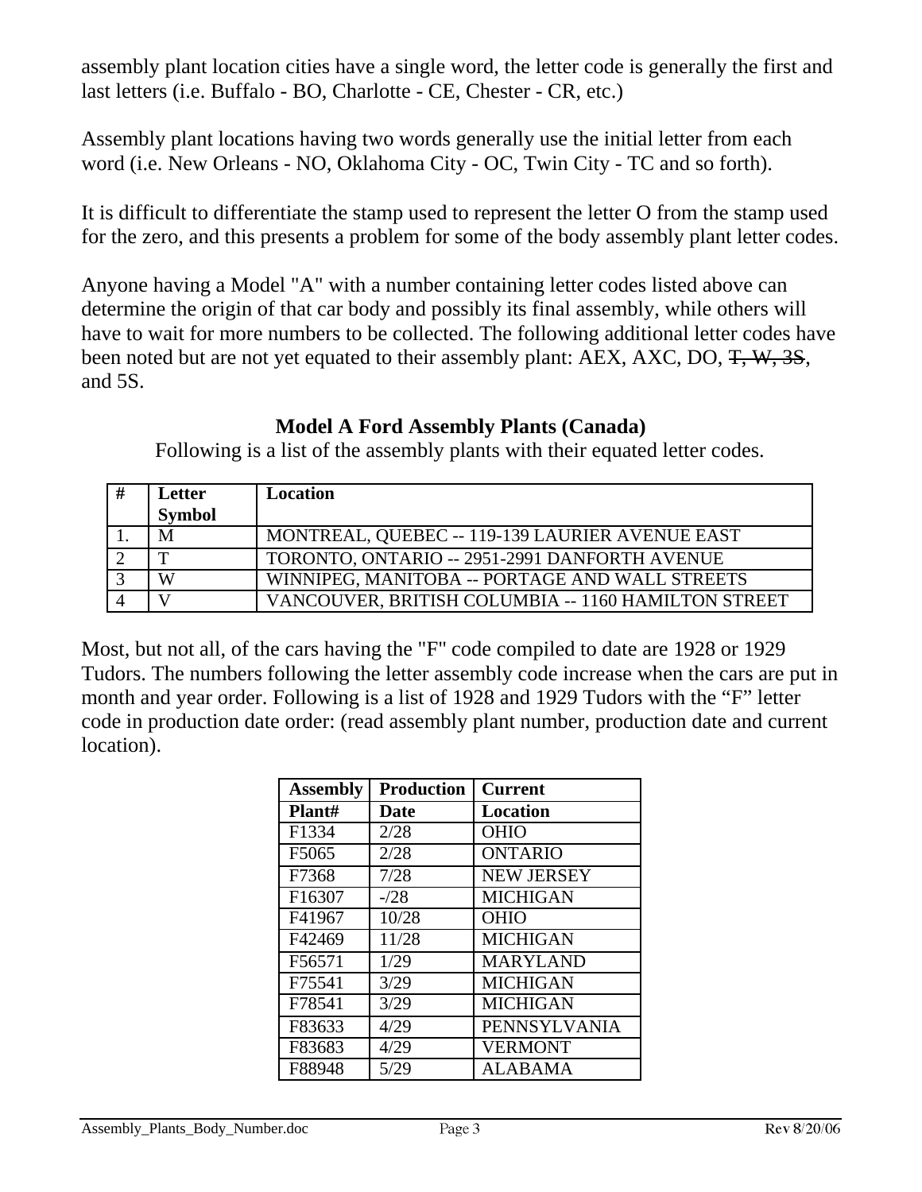assembly plant location cities have a single word, the letter code is generally the first and last letters (i.e. Buffalo - BO, Charlotte - CE, Chester - CR, etc.)

Assembly plant locations having two words generally use the initial letter from each word (i.e. New Orleans - NO, Oklahoma City - OC, Twin City - TC and so forth).

It is difficult to differentiate the stamp used to represent the letter O from the stamp used for the zero, and this presents a problem for some of the body assembly plant letter codes.

Anyone having a Model "A" with a number containing letter codes listed above can determine the origin of that car body and possibly its final assembly, while others will have to wait for more numbers to be collected. The following additional letter codes have been noted but are not yet equated to their assembly plant: AEX, AXC, DO, ~~T, W, 3S~~, and 5S.

**Model A Ford Assembly Plants (Canada)**

Following is a list of the assembly plants with their equated letter codes.

| # | Letter Symbol | Location |
|---|---|---|
| 1. | M | MONTREAL, QUEBEC -- 119-139 LAURIER AVENUE EAST |
| 2 | T | TORONTO, ONTARIO -- 2951-2991 DANFORTH AVENUE |
| 3 | W | WINNIPEG, MANITOBA -- PORTAGE AND WALL STREETS |
| 4 | V | VANCOUVER, BRITISH COLUMBIA -- 1160 HAMILTON STREET |

Most, but not all, of the cars having the "F" code compiled to date are 1928 or 1929 Tudors. The numbers following the letter assembly code increase when the cars are put in month and year order. Following is a list of 1928 and 1929 Tudors with the "F" letter code in production date order: (read assembly plant number, production date and current location).

| Assembly Plant# | Production Date | Current Location |
|---|---|---|
| F1334 | 2/28 | OHIO |
| F5065 | 2/28 | ONTARIO |
| F7368 | 7/28 | NEW JERSEY |
| F16307 | -/28 | MICHIGAN |
| F41967 | 10/28 | OHIO |
| F42469 | 11/28 | MICHIGAN |
| F56571 | 1/29 | MARYLAND |
| F75541 | 3/29 | MICHIGAN |
| F78541 | 3/29 | MICHIGAN |
| F83633 | 4/29 | PENNSYLVANIA |
| F83683 | 4/29 | VERMONT |
| F88948 | 5/29 | ALABAMA |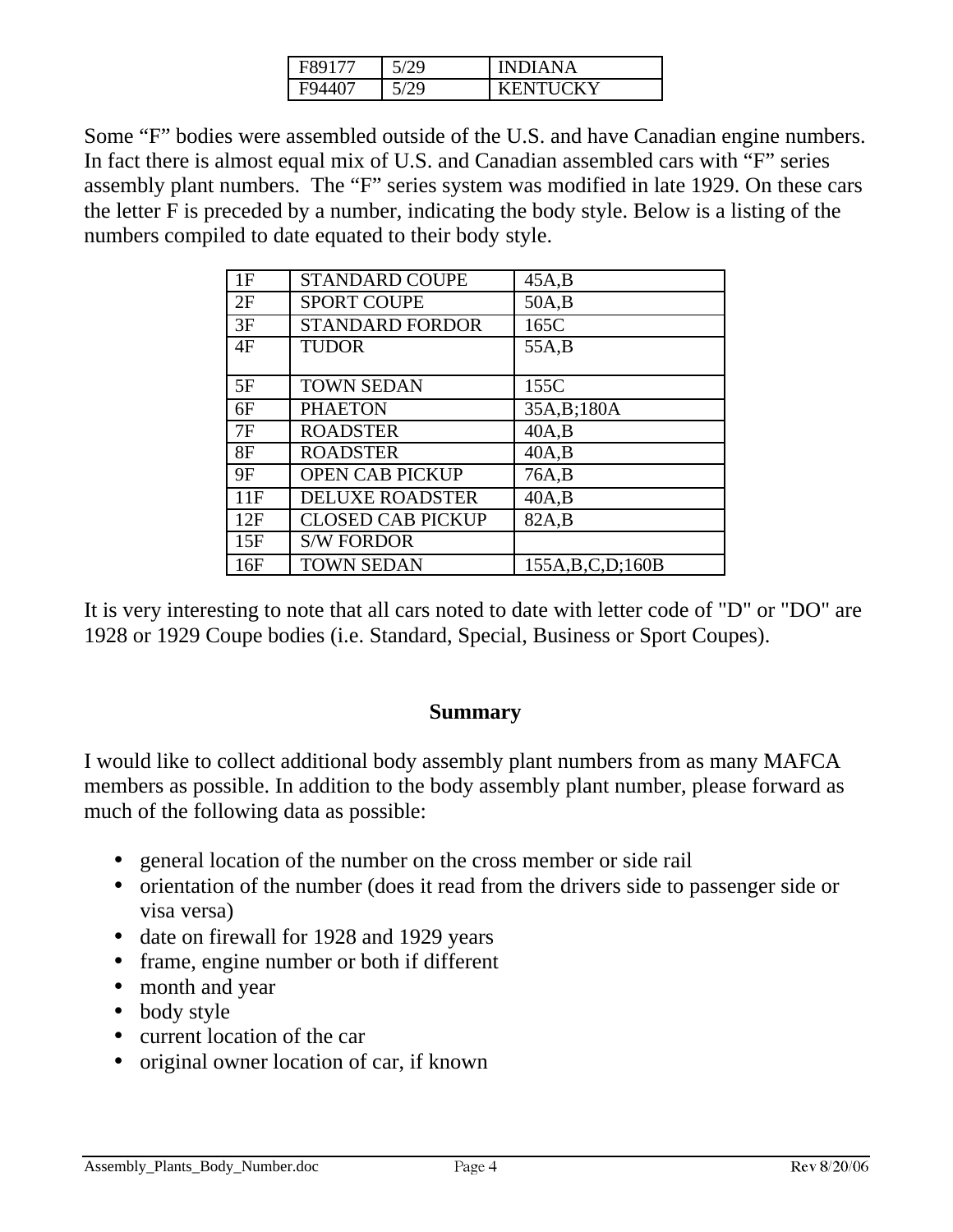| F89177 | 5/29 | INDIANA |
|---|---|---|
| F94407 | 5/29 | KENTUCKY |

Some "F" bodies were assembled outside of the U.S. and have Canadian engine numbers. In fact there is almost equal mix of U.S. and Canadian assembled cars with "F" series assembly plant numbers. The "F" series system was modified in late 1929. On these cars the letter F is preceded by a number, indicating the body style. Below is a listing of the numbers compiled to date equated to their body style.

| 1F | STANDARD COUPE | 45A,B |
|---|---|---|
| 2F | SPORT COUPE | 50A,B |
| 3F | STANDARD FORDOR | 165C |
| 4F | TUDOR | 55A,B |
| 5F | TOWN SEDAN | 155C |
| 6F | PHAETON | 35A,B;180A |
| 7F | ROADSTER | 40A,B |
| 8F | ROADSTER | 40A,B |
| 9F | OPEN CAB PICKUP | 76A,B |
| 11F | DELUXE ROADSTER | 40A,B |
| 12F | CLOSED CAB PICKUP | 82A,B |
| 15F | S/W FORDOR | |
| 16F | TOWN SEDAN | 155A,B,C,D;160B |

It is very interesting to note that all cars noted to date with letter code of "D" or "DO" are 1928 or 1929 Coupe bodies (i.e. Standard, Special, Business or Sport Coupes).

## Summary

I would like to collect additional body assembly plant numbers from as many MAFCA members as possible. In addition to the body assembly plant number, please forward as much of the following data as possible:

- general location of the number on the cross member or side rail
- orientation of the number (does it read from the drivers side to passenger side or visa versa)
- date on firewall for 1928 and 1929 years
- frame, engine number or both if different
- month and year
- body style
- current location of the car
- original owner location of car, if known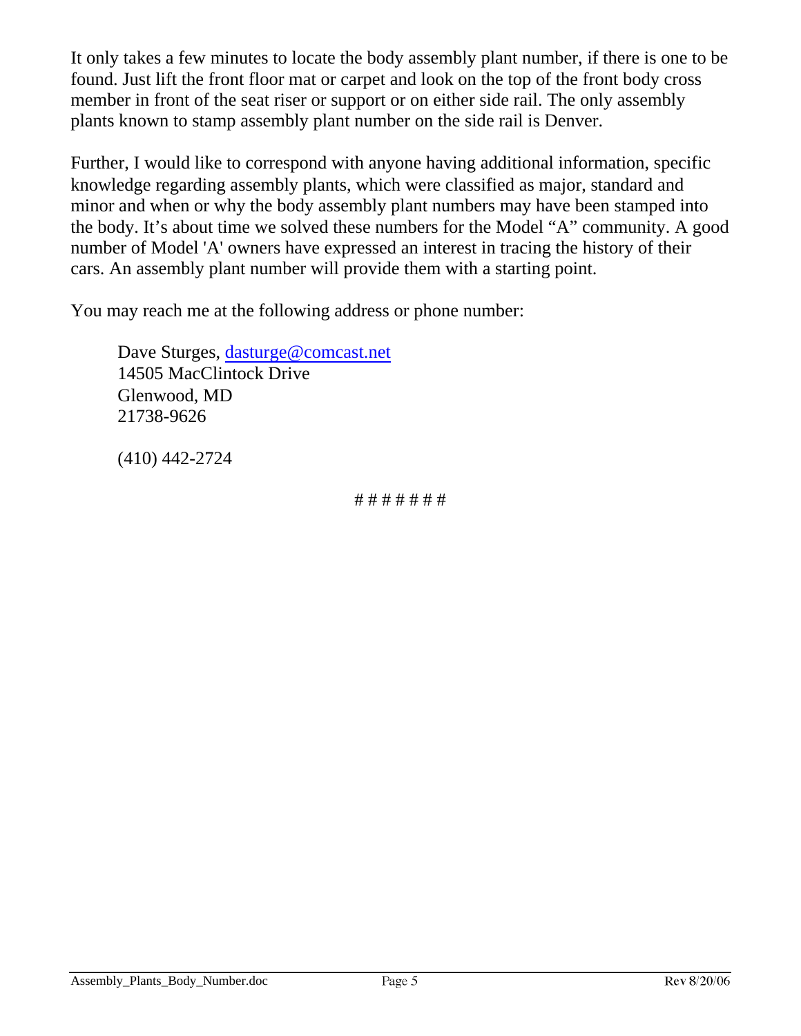It only takes a few minutes to locate the body assembly plant number, if there is one to be found. Just lift the front floor mat or carpet and look on the top of the front body cross member in front of the seat riser or support or on either side rail. The only assembly plants known to stamp assembly plant number on the side rail is Denver.

Further, I would like to correspond with anyone having additional information, specific knowledge regarding assembly plants, which were classified as major, standard and minor and when or why the body assembly plant numbers may have been stamped into the body. It's about time we solved these numbers for the Model "A" community. A good number of Model 'A' owners have expressed an interest in tracing the history of their cars. An assembly plant number will provide them with a starting point.

You may reach me at the following address or phone number:

Dave Sturges, dasturge@comcast.net
14505 MacClintock Drive
Glenwood, MD
21738-9626

(410) 442-2724

# # # # # # #